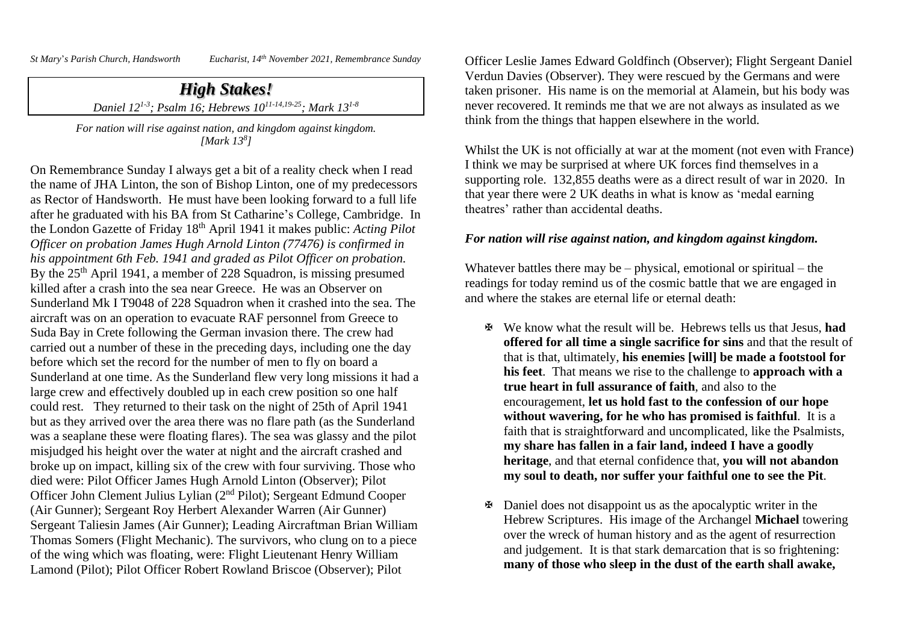# *High Stakes!*

*Daniel 12[1-3]; Psalm 16; Hebrews 10[11-14,19-25]; Mark 13[1-8]*

*For nation will rise against nation, and kingdom against kingdom. [Mark 13[8]]*

On Remembrance Sunday I always get a bit of a reality check when I read the name of JHA Linton, the son of Bishop Linton, one of my predecessors as Rector of Handsworth. He must have been looking forward to a full life after he graduated with his BA from St Catharine's College, Cambridge. In the London Gazette of Friday 18th April 1941 it makes public: *Acting Pilot Officer on probation James Hugh Arnold Linton (77476) is confirmed in his appointment 6th Feb. 1941 and graded as Pilot Officer on probation.* By the 25th April 1941, a member of 228 Squadron, is missing presumed killed after a crash into the sea near Greece. He was an Observer on Sunderland Mk I T9048 of 228 Squadron when it crashed into the sea. The aircraft was on an operation to evacuate RAF personnel from Greece to Suda Bay in Crete following the German invasion there. The crew had carried out a number of these in the preceding days, including one the day before which set the record for the number of men to fly on board a Sunderland at one time. As the Sunderland flew very long missions it had a large crew and effectively doubled up in each crew position so one half could rest. They returned to their task on the night of 25th of April 1941 but as they arrived over the area there was no flare path (as the Sunderland was a seaplane these were floating flares). The sea was glassy and the pilot misjudged his height over the water at night and the aircraft crashed and broke up on impact, killing six of the crew with four surviving. Those who died were: Pilot Officer James Hugh Arnold Linton (Observer); Pilot Officer John Clement Julius Lylian (2nd Pilot); Sergeant Edmund Cooper (Air Gunner); Sergeant Roy Herbert Alexander Warren (Air Gunner) Sergeant Taliesin James (Air Gunner); Leading Aircraftman Brian William Thomas Somers (Flight Mechanic). The survivors, who clung on to a piece of the wing which was floating, were: Flight Lieutenant Henry William Lamond (Pilot); Pilot Officer Robert Rowland Briscoe (Observer); Pilot Officer Leslie James Edward Goldfinch (Observer); Flight Sergeant Daniel Verdun Davies (Observer). They were rescued by the Germans and were taken prisoner. His name is on the memorial at Alamein, but his body was never recovered. It reminds me that we are not always as insulated as we think from the things that happen elsewhere in the world.

Whilst the UK is not officially at war at the moment (not even with France) I think we may be surprised at where UK forces find themselves in a supporting role. 132,855 deaths were as a direct result of war in 2020. In that year there were 2 UK deaths in what is know as 'medal earning theatres' rather than accidental deaths.

***For nation will rise against nation, and kingdom against kingdom.***

Whatever battles there may be – physical, emotional or spiritual – the readings for today remind us of the cosmic battle that we are engaged in and where the stakes are eternal life or eternal death:

- ✠ We know what the result will be. Hebrews tells us that Jesus, **had offered for all time a single sacrifice for sins** and that the result of that is that, ultimately, **his enemies [will] be made a footstool for his feet**. That means we rise to the challenge to **approach with a true heart in full assurance of faith**, and also to the encouragement, **let us hold fast to the confession of our hope without wavering, for he who has promised is faithful**. It is a faith that is straightforward and uncomplicated, like the Psalmists, **my share has fallen in a fair land, indeed I have a goodly heritage**, and that eternal confidence that, **you will not abandon my soul to death, nor suffer your faithful one to see the Pit**.

- ✠ Daniel does not disappoint us as the apocalyptic writer in the Hebrew Scriptures. His image of the Archangel **Michael** towering over the wreck of human history and as the agent of resurrection and judgement. It is that stark demarcation that is so frightening: **many of those who sleep in the dust of the earth shall awake,**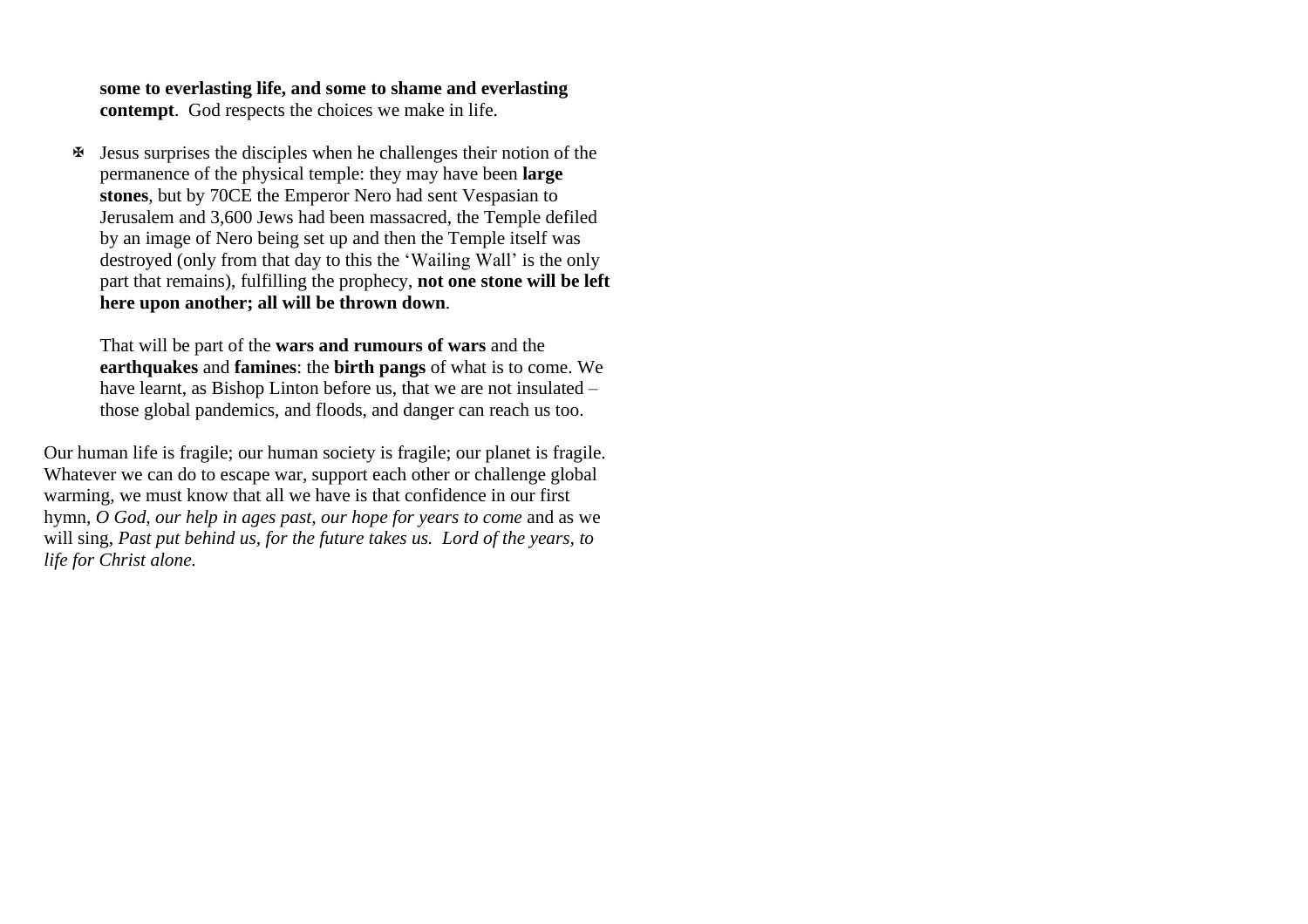some to everlasting life, and some to shame and everlasting contempt**. God respects the choices we make in life.

- Jesus surprises the disciples when he challenges their notion of the permanence of the physical temple: they may have been **large stones**, but by 70CE the Emperor Nero had sent Vespasian to Jerusalem and 3,600 Jews had been massacred, the Temple defiled by an image of Nero being set up and then the Temple itself was destroyed (only from that day to this the 'Wailing Wall' is the only part that remains), fulfilling the prophecy, **not one stone will be left here upon another; all will be thrown down**.

  That will be part of the **wars and rumours of wars** and the **earthquakes** and **famines**: the **birth pangs** of what is to come. We have learnt, as Bishop Linton before us, that we are not insulated – those global pandemics, and floods, and danger can reach us too.

Our human life is fragile; our human society is fragile; our planet is fragile. Whatever we can do to escape war, support each other or challenge global warming, we must know that all we have is that confidence in our first hymn, *O God, our help in ages past, our hope for years to come* and as we will sing, *Past put behind us, for the future takes us. Lord of the years, to life for Christ alone.*